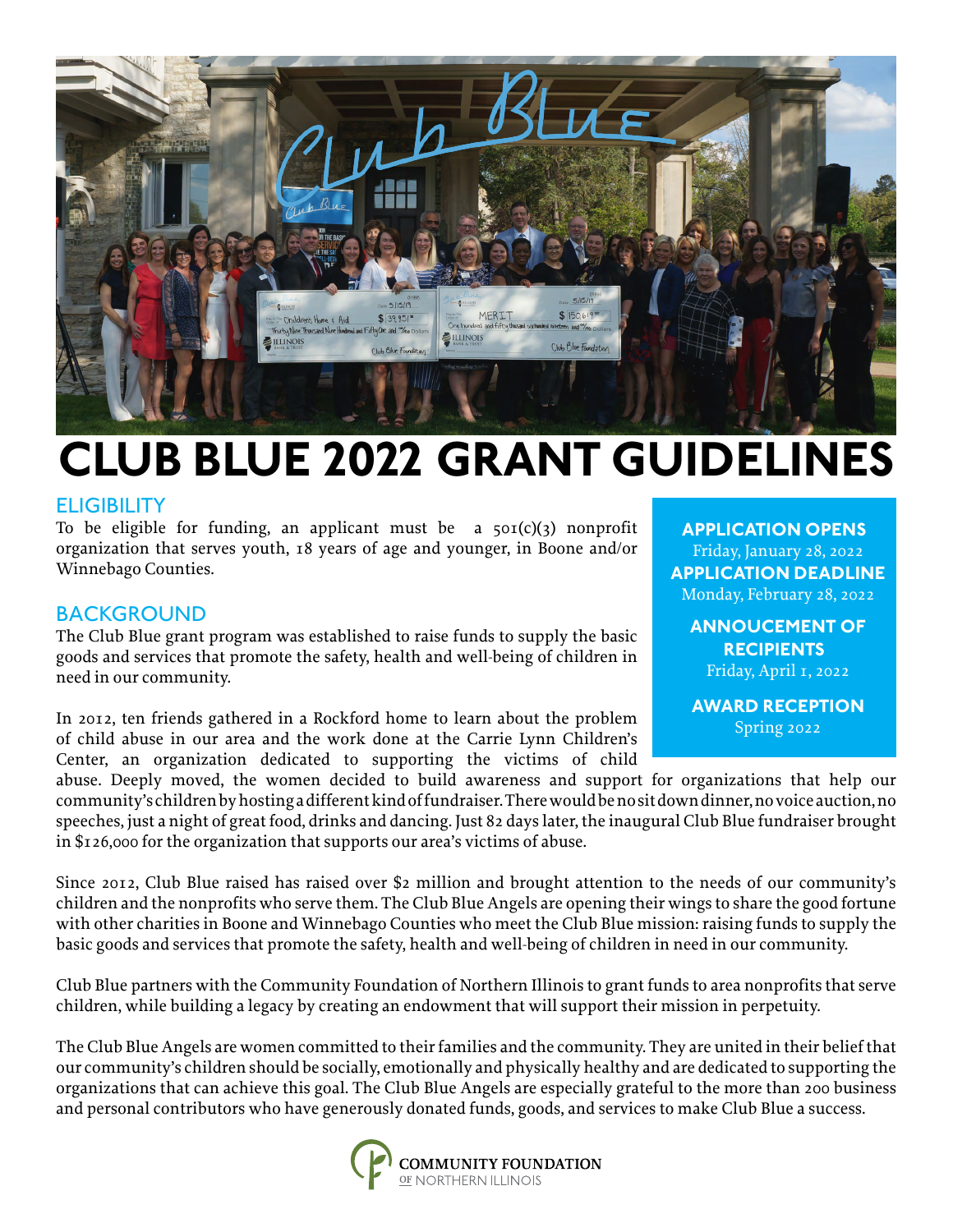# CLUB BLUE 2022 GRANT GUIDELINES

## ELIGIBILITY

To be eligible for funding, an applicant must be a 501(c)(3) nonprofit organization that serves youth, 18 years of age and younger, in Boone and/or Winnebago Counties.

**APPLICATION OPENS**
Friday, January 28, 2022

**APPLICATION DEADLINE**
Monday, February 28, 2022

**ANNOUCEMENT OF RECIPIENTS**
Friday, April 1, 2022

**AWARD RECEPTION**
Spring 2022

## BACKGROUND

The Club Blue grant program was established to raise funds to supply the basic goods and services that promote the safety, health and well-being of children in need in our community.

In 2012, ten friends gathered in a Rockford home to learn about the problem of child abuse in our area and the work done at the Carrie Lynn Children's Center, an organization dedicated to supporting the victims of child abuse. Deeply moved, the women decided to build awareness and support for organizations that help our community's children by hosting a different kind of fundraiser. There would be no sit down dinner, no voice auction, no speeches, just a night of great food, drinks and dancing. Just 82 days later, the inaugural Club Blue fundraiser brought in $126,000 for the organization that supports our area's victims of abuse.

Since 2012, Club Blue raised has raised over $2 million and brought attention to the needs of our community's children and the nonprofits who serve them. The Club Blue Angels are opening their wings to share the good fortune with other charities in Boone and Winnebago Counties who meet the Club Blue mission: raising funds to supply the basic goods and services that promote the safety, health and well-being of children in need in our community.

Club Blue partners with the Community Foundation of Northern Illinois to grant funds to area nonprofits that serve children, while building a legacy by creating an endowment that will support their mission in perpetuity.

The Club Blue Angels are women committed to their families and the community. They are united in their belief that our community's children should be socially, emotionally and physically healthy and are dedicated to supporting the organizations that can achieve this goal. The Club Blue Angels are especially grateful to the more than 200 business and personal contributors who have generously donated funds, goods, and services to make Club Blue a success.

COMMUNITY FOUNDATION OF NORTHERN ILLINOIS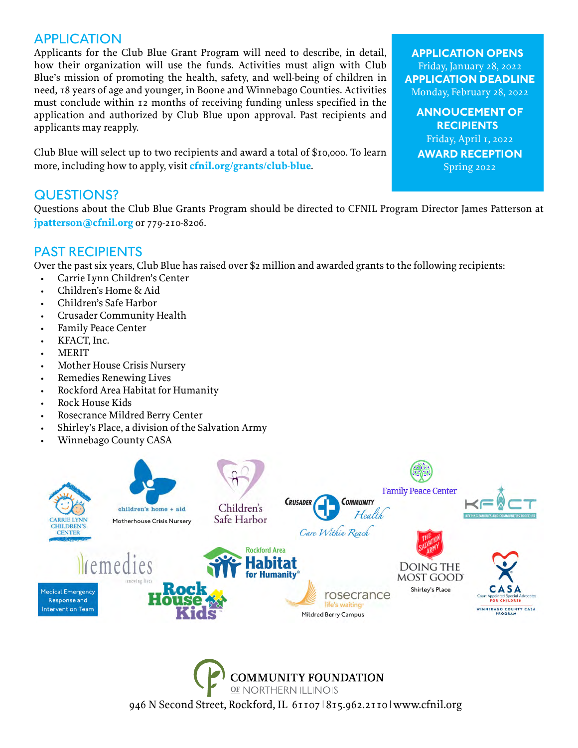## APPLICATION

Applicants for the Club Blue Grant Program will need to describe, in detail, how their organization will use the funds. Activities must align with Club Blue's mission of promoting the health, safety, and well-being of children in need, 18 years of age and younger, in Boone and Winnebago Counties. Activities must conclude within 12 months of receiving funding unless specified in the application and authorized by Club Blue upon approval. Past recipients and applicants may reapply.

Club Blue will select up to two recipients and award a total of $10,000. To learn more, including how to apply, visit **cfnil.org/grants/club-blue**.

**APPLICATION OPENS**
Friday, January 28, 2022

**APPLICATION DEADLINE**
Monday, February 28, 2022

**ANNOUCEMENT OF RECIPIENTS**
Friday, April 1, 2022

**AWARD RECEPTION**
Spring 2022

## QUESTIONS?

Questions about the Club Blue Grants Program should be directed to CFNIL Program Director James Patterson at **jpatterson@cfnil.org** or 779-210-8206.

## PAST RECIPIENTS

Over the past six years, Club Blue has raised over $2 million and awarded grants to the following recipients:

- Carrie Lynn Children's Center
- Children's Home & Aid
- Children's Safe Harbor
- Crusader Community Health
- Family Peace Center
- KFACT, Inc.
- MERIT
- Mother House Crisis Nursery
- Remedies Renewing Lives
- Rockford Area Habitat for Humanity
- Rock House Kids
- Rosecrance Mildred Berry Center
- Shirley's Place, a division of the Salvation Army
- Winnebago County CASA

COMMUNITY FOUNDATION OF NORTHERN ILLINOIS
946 N Second Street, Rockford, IL 61107 | 815.962.2110 | www.cfnil.org